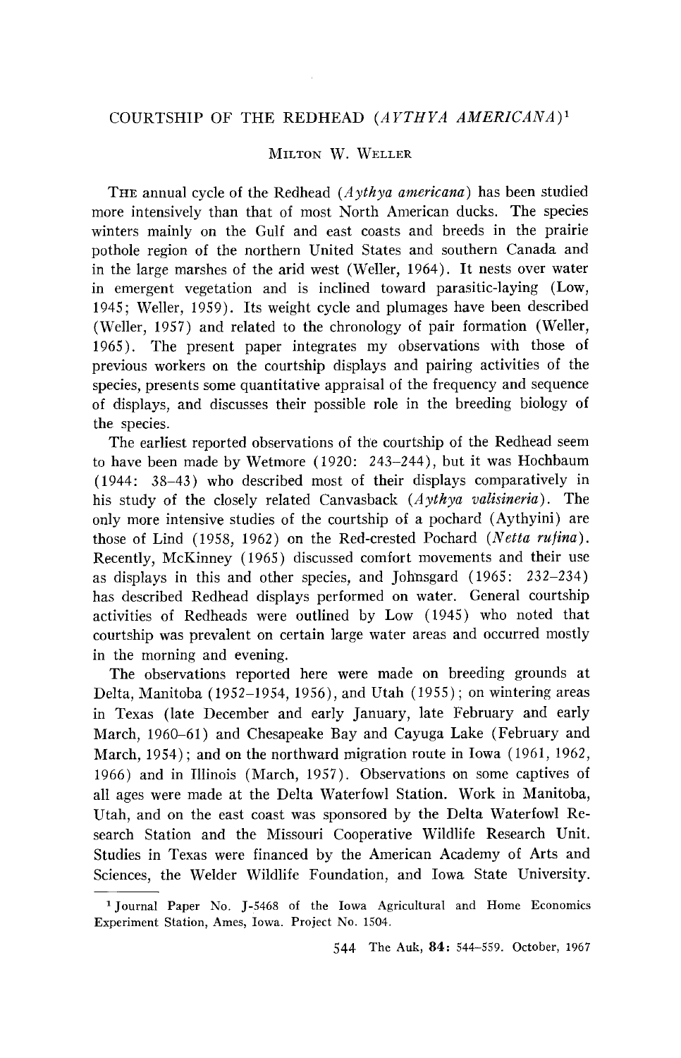# COURTSHIP OF THE REDHEAD (*AYTHYA AMERICANA*)[1]

MILTON W. WELLER

THE annual cycle of the Redhead (*Aythya americana*) has been studied more intensively than that of most North American ducks. The species winters mainly on the Gulf and east coasts and breeds in the prairie pothole region of the northern United States and southern Canada and in the large marshes of the arid west (Weller, 1964). It nests over water in emergent vegetation and is inclined toward parasitic-laying (Low, 1945; Weller, 1959). Its weight cycle and plumages have been described (Weller, 1957) and related to the chronology of pair formation (Weller, 1965). The present paper integrates my observations with those of previous workers on the courtship displays and pairing activities of the species, presents some quantitative appraisal of the frequency and sequence of displays, and discusses their possible role in the breeding biology of the species.

The earliest reported observations of the courtship of the Redhead seem to have been made by Wetmore (1920: 243–244), but it was Hochbaum (1944: 38–43) who described most of their displays comparatively in his study of the closely related Canvasback (*Aythya valisineria*). The only more intensive studies of the courtship of a pochard (Aythyini) are those of Lind (1958, 1962) on the Red-crested Pochard (*Netta rufina*). Recently, McKinney (1965) discussed comfort movements and their use as displays in this and other species, and Johnsgard (1965: 232–234) has described Redhead displays performed on water. General courtship activities of Redheads were outlined by Low (1945) who noted that courtship was prevalent on certain large water areas and occurred mostly in the morning and evening.

The observations reported here were made on breeding grounds at Delta, Manitoba (1952–1954, 1956), and Utah (1955); on wintering areas in Texas (late December and early January, late February and early March, 1960–61) and Chesapeake Bay and Cayuga Lake (February and March, 1954); and on the northward migration route in Iowa (1961, 1962, 1966) and in Illinois (March, 1957). Observations on some captives of all ages were made at the Delta Waterfowl Station. Work in Manitoba, Utah, and on the east coast was sponsored by the Delta Waterfowl Research Station and the Missouri Cooperative Wildlife Research Unit. Studies in Texas were financed by the American Academy of Arts and Sciences, the Welder Wildlife Foundation, and Iowa State University.

[1] Journal Paper No. J-5468 of the Iowa Agricultural and Home Economics Experiment Station, Ames, Iowa. Project No. 1504.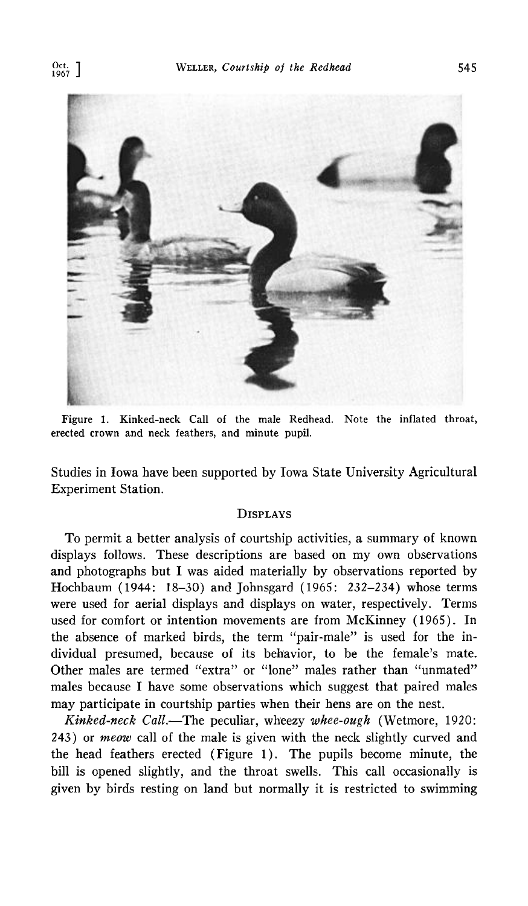Figure 1. Kinked-neck Call of the male Redhead. Note the inflated throat, erected crown and neck feathers, and minute pupil.

Studies in Iowa have been supported by Iowa State University Agricultural Experiment Station.

## Displays

To permit a better analysis of courtship activities, a summary of known displays follows. These descriptions are based on my own observations and photographs but I was aided materially by observations reported by Hochbaum (1944: 18–30) and Johnsgard (1965: 232–234) whose terms were used for aerial displays and displays on water, respectively. Terms used for comfort or intention movements are from McKinney (1965). In the absence of marked birds, the term "pair-male" is used for the individual presumed, because of its behavior, to be the female's mate. Other males are termed "extra" or "lone" males rather than "unmated" males because I have some observations which suggest that paired males may participate in courtship parties when their hens are on the nest.

*Kinked-neck Call.*—The peculiar, wheezy *whee-ough* (Wetmore, 1920: 243) or *meow* call of the male is given with the neck slightly curved and the head feathers erected (Figure 1). The pupils become minute, the bill is opened slightly, and the throat swells. This call occasionally is given by birds resting on land but normally it is restricted to swimming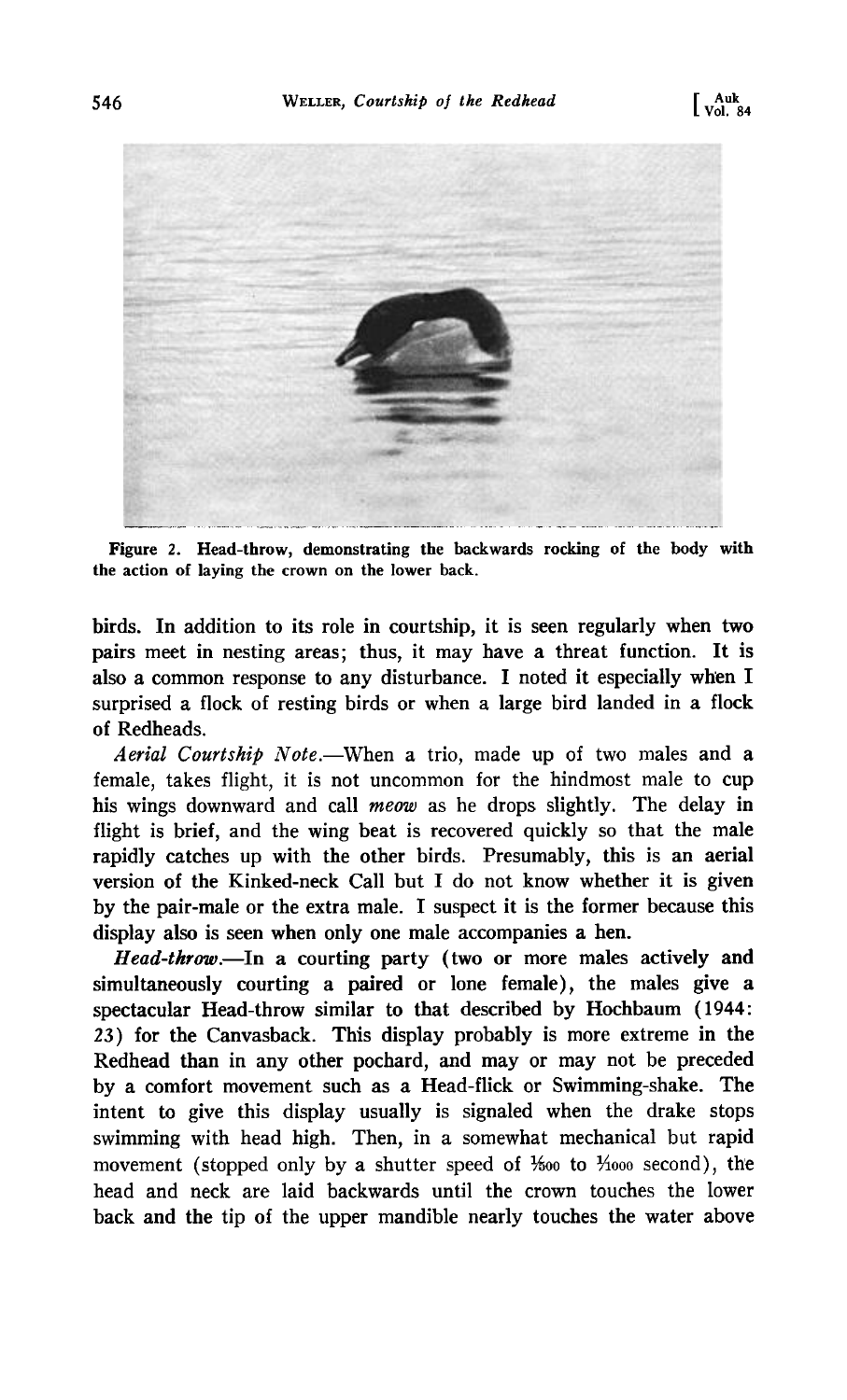Figure 2. Head-throw, demonstrating the backwards rocking of the body with the action of laying the crown on the lower back.

birds. In addition to its role in courtship, it is seen regularly when two pairs meet in nesting areas; thus, it may have a threat function. It is also a common response to any disturbance. I noted it especially when I surprised a flock of resting birds or when a large bird landed in a flock of Redheads.

*Aerial Courtship Note*.—When a trio, made up of two males and a female, takes flight, it is not uncommon for the hindmost male to cup his wings downward and call *meow* as he drops slightly. The delay in flight is brief, and the wing beat is recovered quickly so that the male rapidly catches up with the other birds. Presumably, this is an aerial version of the Kinked-neck Call but I do not know whether it is given by the pair-male or the extra male. I suspect it is the former because this display also is seen when only one male accompanies a hen.

*Head-throw*.—In a courting party (two or more males actively and simultaneously courting a paired or lone female), the males give a spectacular Head-throw similar to that described by Hochbaum (1944: 23) for the Canvasback. This display probably is more extreme in the Redhead than in any other pochard, and may or may not be preceded by a comfort movement such as a Head-flick or Swimming-shake. The intent to give this display usually is signaled when the drake stops swimming with head high. Then, in a somewhat mechanical but rapid movement (stopped only by a shutter speed of 1/500 to 1/1000 second), the head and neck are laid backwards until the crown touches the lower back and the tip of the upper mandible nearly touches the water above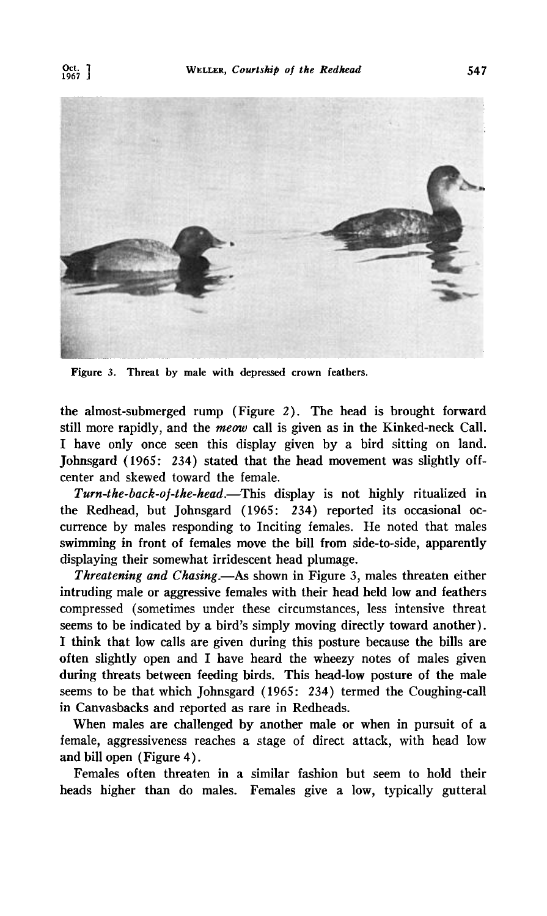Figure 3. Threat by male with depressed crown feathers.

the almost-submerged rump (Figure 2). The head is brought forward still more rapidly, and the *meow* call is given as in the Kinked-neck Call. I have only once seen this display given by a bird sitting on land. Johnsgard (1965: 234) stated that the head movement was slightly off-center and skewed toward the female.

*Turn-the-back-of-the-head.*—This display is not highly ritualized in the Redhead, but Johnsgard (1965: 234) reported its occasional occurrence by males responding to Inciting females. He noted that males swimming in front of females move the bill from side-to-side, apparently displaying their somewhat irridescent head plumage.

*Threatening and Chasing.*—As shown in Figure 3, males threaten either intruding male or aggressive females with their head held low and feathers compressed (sometimes under these circumstances, less intensive threat seems to be indicated by a bird's simply moving directly toward another). I think that low calls are given during this posture because the bills are often slightly open and I have heard the wheezy notes of males given during threats between feeding birds. This head-low posture of the male seems to be that which Johnsgard (1965: 234) termed the Coughing-call in Canvasbacks and reported as rare in Redheads.

When males are challenged by another male or when in pursuit of a female, aggressiveness reaches a stage of direct attack, with head low and bill open (Figure 4).

Females often threaten in a similar fashion but seem to hold their heads higher than do males. Females give a low, typically gutteral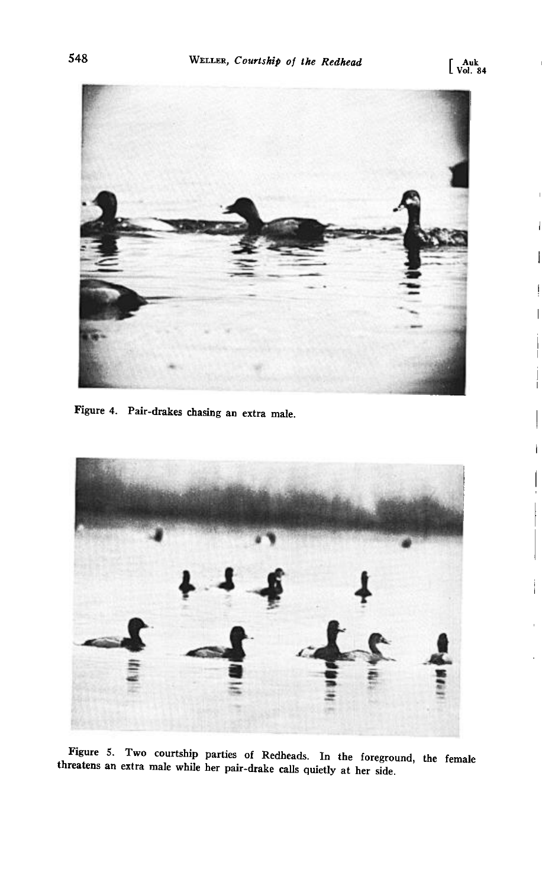Figure 4. Pair-drakes chasing an extra male.

Figure 5. Two courtship parties of Redheads. In the foreground, the female threatens an extra male while her pair-drake calls quietly at her side.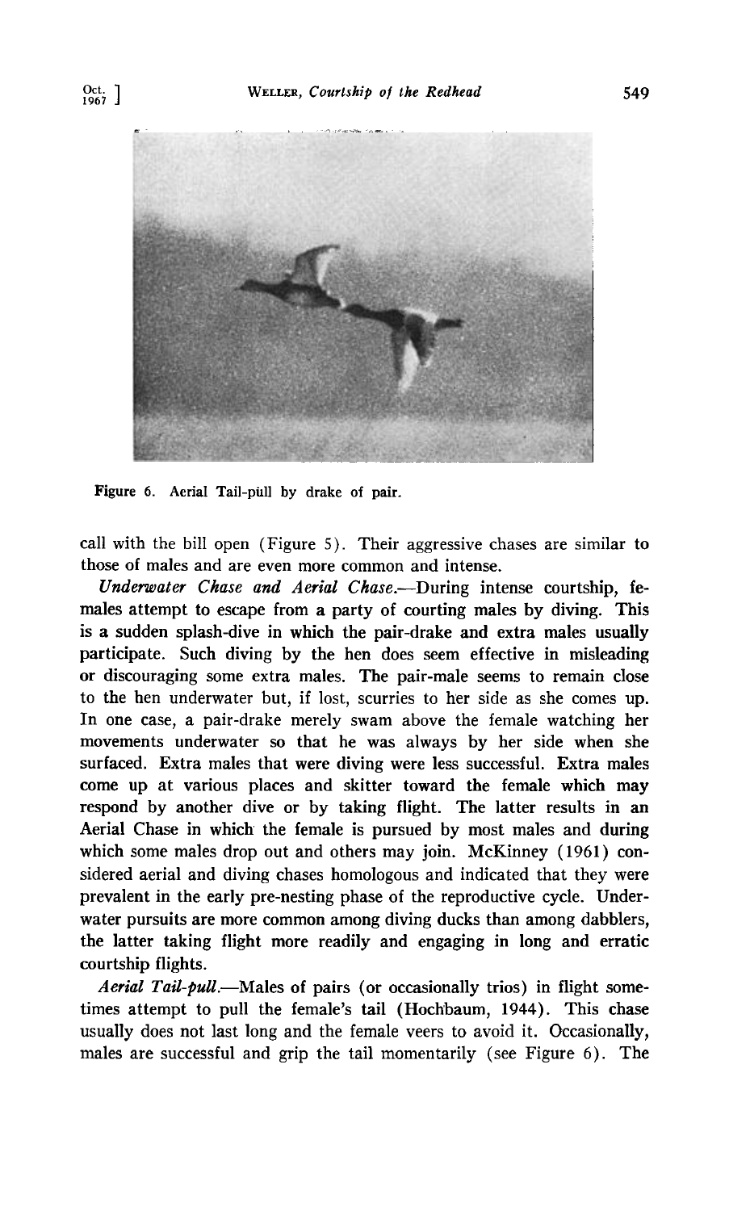Figure 6. Aerial Tail-pull by drake of pair.

call with the bill open (Figure 5). Their aggressive chases are similar to those of males and are even more common and intense.

*Underwater Chase and Aerial Chase.*—During intense courtship, females attempt to escape from a party of courting males by diving. This is a sudden splash-dive in which the pair-drake and extra males usually participate. Such diving by the hen does seem effective in misleading or discouraging some extra males. The pair-male seems to remain close to the hen underwater but, if lost, scurries to her side as she comes up. In one case, a pair-drake merely swam above the female watching her movements underwater so that he was always by her side when she surfaced. Extra males that were diving were less successful. Extra males come up at various places and skitter toward the female which may respond by another dive or by taking flight. The latter results in an Aerial Chase in which the female is pursued by most males and during which some males drop out and others may join. McKinney (1961) considered aerial and diving chases homologous and indicated that they were prevalent in the early pre-nesting phase of the reproductive cycle. Underwater pursuits are more common among diving ducks than among dabblers, the latter taking flight more readily and engaging in long and erratic courtship flights.

*Aerial Tail-pull.*—Males of pairs (or occasionally trios) in flight sometimes attempt to pull the female's tail (Hochbaum, 1944). This chase usually does not last long and the female veers to avoid it. Occasionally, males are successful and grip the tail momentarily (see Figure 6). The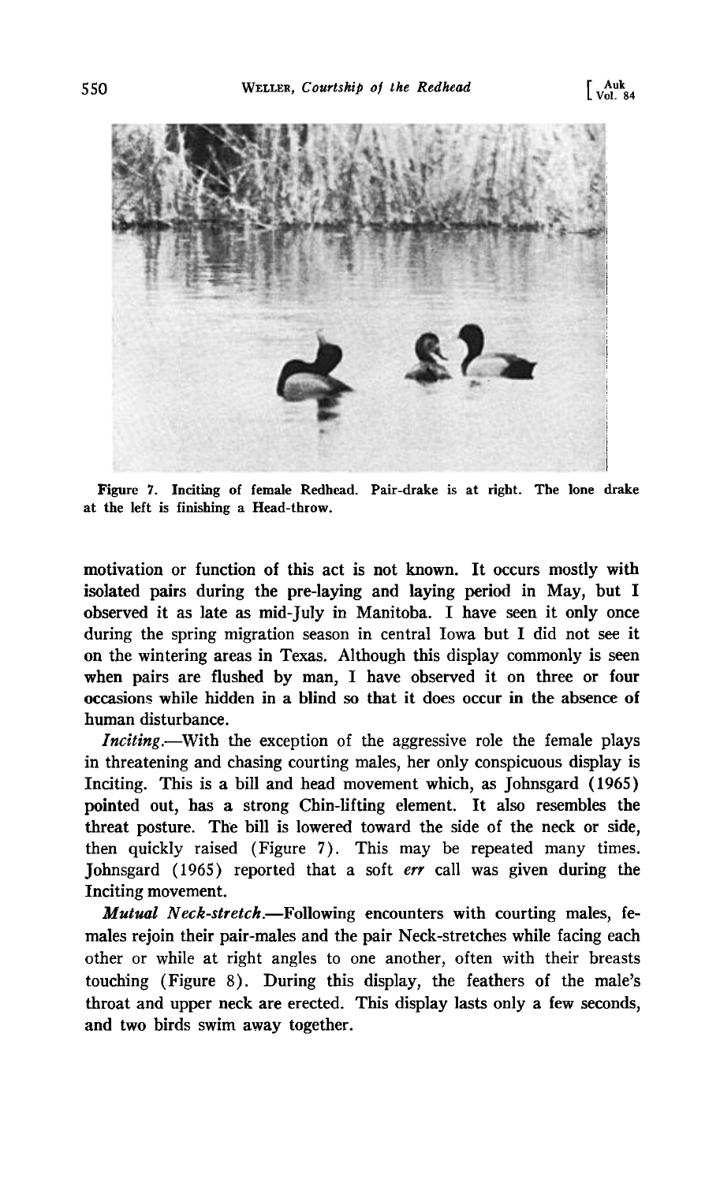Figure 7. Inciting of female Redhead. Pair-drake is at right. The lone drake at the left is finishing a Head-throw.

motivation or function of this act is not known. It occurs mostly with isolated pairs during the pre-laying and laying period in May, but I observed it as late as mid-July in Manitoba. I have seen it only once during the spring migration season in central Iowa but I did not see it on the wintering areas in Texas. Although this display commonly is seen when pairs are flushed by man, I have observed it on three or four occasions while hidden in a blind so that it does occur in the absence of human disturbance.

*Inciting*.—With the exception of the aggressive role the female plays in threatening and chasing courting males, her only conspicuous display is Inciting. This is a bill and head movement which, as Johnsgard (1965) pointed out, has a strong Chin-lifting element. It also resembles the threat posture. The bill is lowered toward the side of the neck or side, then quickly raised (Figure 7). This may be repeated many times. Johnsgard (1965) reported that a soft *err* call was given during the Inciting movement.

***Mutual Neck-stretch***.—Following encounters with courting males, females rejoin their pair-males and the pair Neck-stretches while facing each other or while at right angles to one another, often with their breasts touching (Figure 8). During this display, the feathers of the male's throat and upper neck are erected. This display lasts only a few seconds, and two birds swim away together.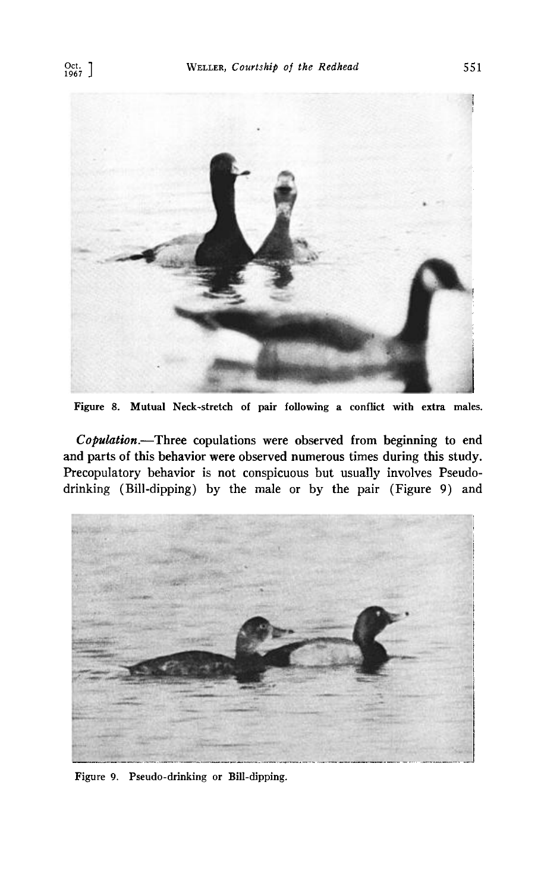Figure 8. Mutual Neck-stretch of pair following a conflict with extra males.

*Copulation.*—Three copulations were observed from beginning to end and parts of this behavior were observed numerous times during this study. Precopulatory behavior is not conspicuous but usually involves Pseudo-drinking (Bill-dipping) by the male or by the pair (Figure 9) and

Figure 9. Pseudo-drinking or Bill-dipping.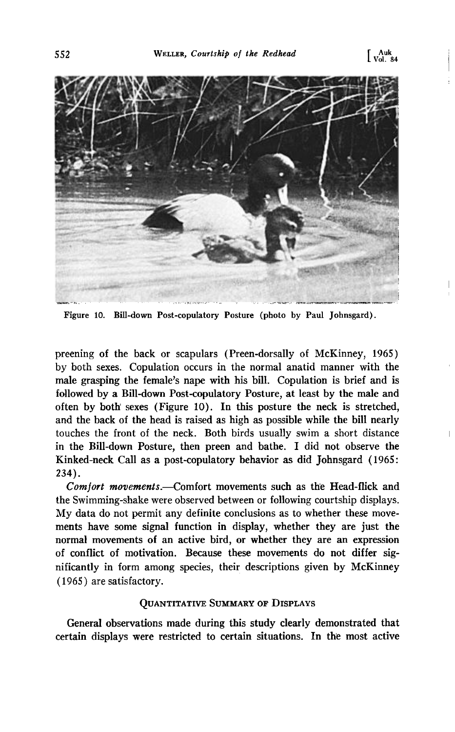Figure 10. Bill-down Post-copulatory Posture (photo by Paul Johnsgard).

preening of the back or scapulars (Preen-dorsally of McKinney, 1965) by both sexes. Copulation occurs in the normal anatid manner with the male grasping the female's nape with his bill. Copulation is brief and is followed by a Bill-down Post-copulatory Posture, at least by the male and often by both sexes (Figure 10). In this posture the neck is stretched, and the back of the head is raised as high as possible while the bill nearly touches the front of the neck. Both birds usually swim a short distance in the Bill-down Posture, then preen and bathe. I did not observe the Kinked-neck Call as a post-copulatory behavior as did Johnsgard (1965: 234).

*Comfort movements.*—Comfort movements such as the Head-flick and the Swimming-shake were observed between or following courtship displays. My data do not permit any definite conclusions as to whether these movements have some signal function in display, whether they are just the normal movements of an active bird, or whether they are an expression of conflict of motivation. Because these movements do not differ significantly in form among species, their descriptions given by McKinney (1965) are satisfactory.

## Quantitative Summary of Displays

General observations made during this study clearly demonstrated that certain displays were restricted to certain situations. In the most active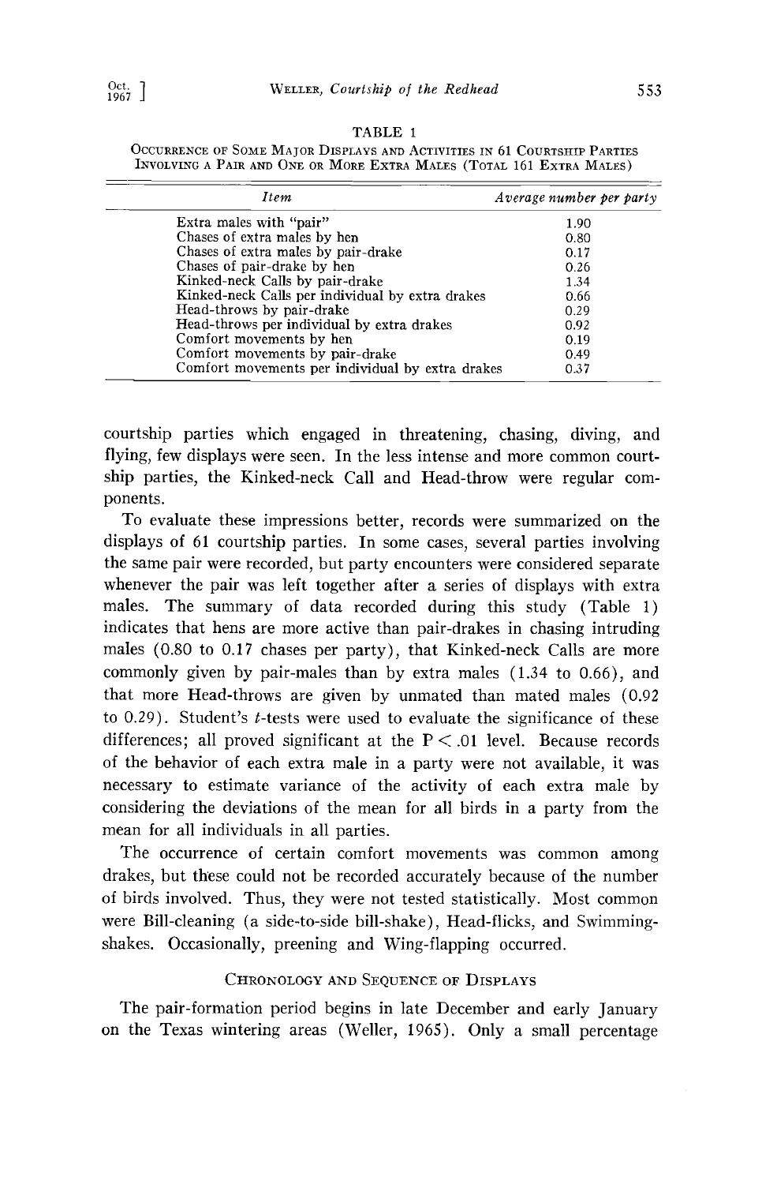TABLE 1

OCCURRENCE OF SOME MAJOR DISPLAYS AND ACTIVITIES IN 61 COURTSHIP PARTIES INVOLVING A PAIR AND ONE OR MORE EXTRA MALES (TOTAL 161 EXTRA MALES)

| *Item* | *Average number per party* |
|---|---|
| Extra males with "pair" | 1.90 |
| Chases of extra males by hen | 0.80 |
| Chases of extra males by pair-drake | 0.17 |
| Chases of pair-drake by hen | 0.26 |
| Kinked-neck Calls by pair-drake | 1.34 |
| Kinked-neck Calls per individual by extra drakes | 0.66 |
| Head-throws by pair-drake | 0.29 |
| Head-throws per individual by extra drakes | 0.92 |
| Comfort movements by hen | 0.19 |
| Comfort movements by pair-drake | 0.49 |
| Comfort movements per individual by extra drakes | 0.37 |

courtship parties which engaged in threatening, chasing, diving, and flying, few displays were seen. In the less intense and more common courtship parties, the Kinked-neck Call and Head-throw were regular components.

To evaluate these impressions better, records were summarized on the displays of 61 courtship parties. In some cases, several parties involving the same pair were recorded, but party encounters were considered separate whenever the pair was left together after a series of displays with extra males. The summary of data recorded during this study (Table 1) indicates that hens are more active than pair-drakes in chasing intruding males (0.80 to 0.17 chases per party), that Kinked-neck Calls are more commonly given by pair-males than by extra males (1.34 to 0.66), and that more Head-throws are given by unmated than mated males (0.92 to 0.29). Student's $t$-tests were used to evaluate the significance of these differences; all proved significant at the $P < .01$ level. Because records of the behavior of each extra male in a party were not available, it was necessary to estimate variance of the activity of each extra male by considering the deviations of the mean for all birds in a party from the mean for all individuals in all parties.

The occurrence of certain comfort movements was common among drakes, but these could not be recorded accurately because of the number of birds involved. Thus, they were not tested statistically. Most common were Bill-cleaning (a side-to-side bill-shake), Head-flicks, and Swimming-shakes. Occasionally, preening and Wing-flapping occurred.

## CHRONOLOGY AND SEQUENCE OF DISPLAYS

The pair-formation period begins in late December and early January on the Texas wintering areas (Weller, 1965). Only a small percentage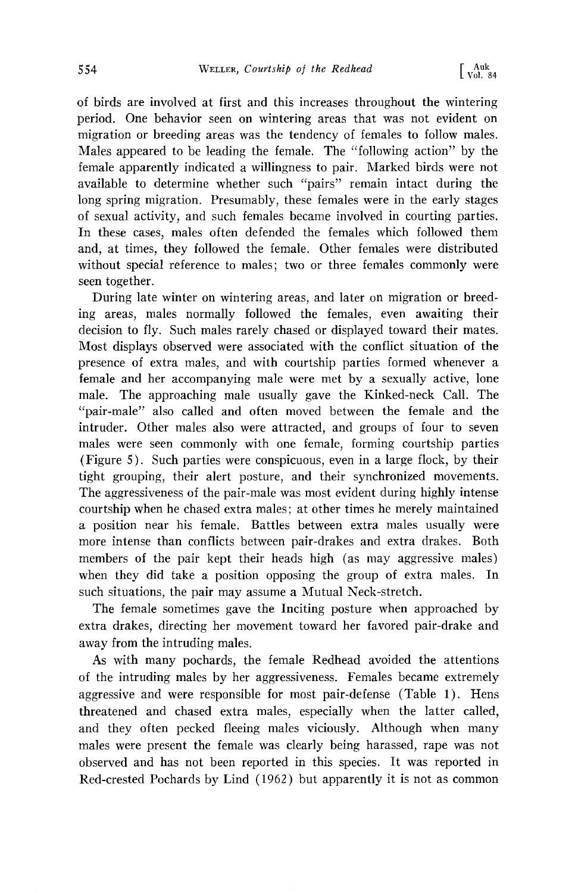of birds are involved at first and this increases throughout the wintering period. One behavior seen on wintering areas that was not evident on migration or breeding areas was the tendency of females to follow males. Males appeared to be leading the female. The "following action" by the female apparently indicated a willingness to pair. Marked birds were not available to determine whether such "pairs" remain intact during the long spring migration. Presumably, these females were in the early stages of sexual activity, and such females became involved in courting parties. In these cases, males often defended the females which followed them and, at times, they followed the female. Other females were distributed without special reference to males; two or three females commonly were seen together.

During late winter on wintering areas, and later on migration or breeding areas, males normally followed the females, even awaiting their decision to fly. Such males rarely chased or displayed toward their mates. Most displays observed were associated with the conflict situation of the presence of extra males, and with courtship parties formed whenever a female and her accompanying male were met by a sexually active, lone male. The approaching male usually gave the Kinked-neck Call. The "pair-male" also called and often moved between the female and the intruder. Other males also were attracted, and groups of four to seven males were seen commonly with one female, forming courtship parties (Figure 5). Such parties were conspicuous, even in a large flock, by their tight grouping, their alert posture, and their synchronized movements. The aggressiveness of the pair-male was most evident during highly intense courtship when he chased extra males; at other times he merely maintained a position near his female. Battles between extra males usually were more intense than conflicts between pair-drakes and extra drakes. Both members of the pair kept their heads high (as may aggressive males) when they did take a position opposing the group of extra males. In such situations, the pair may assume a Mutual Neck-stretch.

The female sometimes gave the Inciting posture when approached by extra drakes, directing her movement toward her favored pair-drake and away from the intruding males.

As with many pochards, the female Redhead avoided the attentions of the intruding males by her aggressiveness. Females became extremely aggressive and were responsible for most pair-defense (Table 1). Hens threatened and chased extra males, especially when the latter called, and they often pecked fleeing males viciously. Although when many males were present the female was clearly being harassed, rape was not observed and has not been reported in this species. It was reported in Red-crested Pochards by Lind (1962) but apparently it is not as common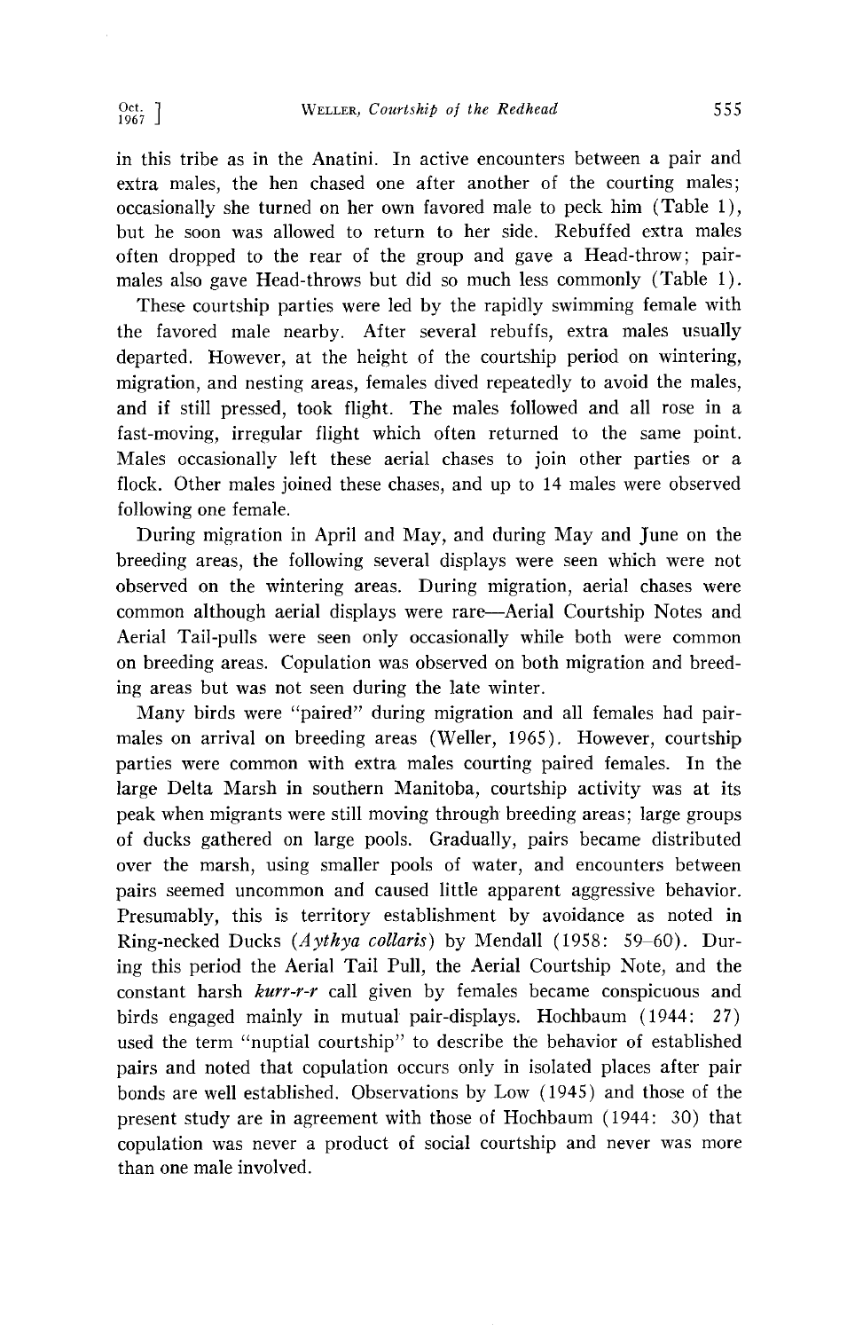in this tribe as in the Anatini. In active encounters between a pair and extra males, the hen chased one after another of the courting males; occasionally she turned on her own favored male to peck him (Table 1), but he soon was allowed to return to her side. Rebuffed extra males often dropped to the rear of the group and gave a Head-throw; pair-males also gave Head-throws but did so much less commonly (Table 1).

These courtship parties were led by the rapidly swimming female with the favored male nearby. After several rebuffs, extra males usually departed. However, at the height of the courtship period on wintering, migration, and nesting areas, females dived repeatedly to avoid the males, and if still pressed, took flight. The males followed and all rose in a fast-moving, irregular flight which often returned to the same point. Males occasionally left these aerial chases to join other parties or a flock. Other males joined these chases, and up to 14 males were observed following one female.

During migration in April and May, and during May and June on the breeding areas, the following several displays were seen which were not observed on the wintering areas. During migration, aerial chases were common although aerial displays were rare—Aerial Courtship Notes and Aerial Tail-pulls were seen only occasionally while both were common on breeding areas. Copulation was observed on both migration and breeding areas but was not seen during the late winter.

Many birds were "paired" during migration and all females had pair-males on arrival on breeding areas (Weller, 1965). However, courtship parties were common with extra males courting paired females. In the large Delta Marsh in southern Manitoba, courtship activity was at its peak when migrants were still moving through breeding areas; large groups of ducks gathered on large pools. Gradually, pairs became distributed over the marsh, using smaller pools of water, and encounters between pairs seemed uncommon and caused little apparent aggressive behavior. Presumably, this is territory establishment by avoidance as noted in Ring-necked Ducks (*Aythya collaris*) by Mendall (1958: 59–60). During this period the Aerial Tail Pull, the Aerial Courtship Note, and the constant harsh *kurr-r-r* call given by females became conspicuous and birds engaged mainly in mutual pair-displays. Hochbaum (1944: 27) used the term "nuptial courtship" to describe the behavior of established pairs and noted that copulation occurs only in isolated places after pair bonds are well established. Observations by Low (1945) and those of the present study are in agreement with those of Hochbaum (1944: 30) that copulation was never a product of social courtship and never was more than one male involved.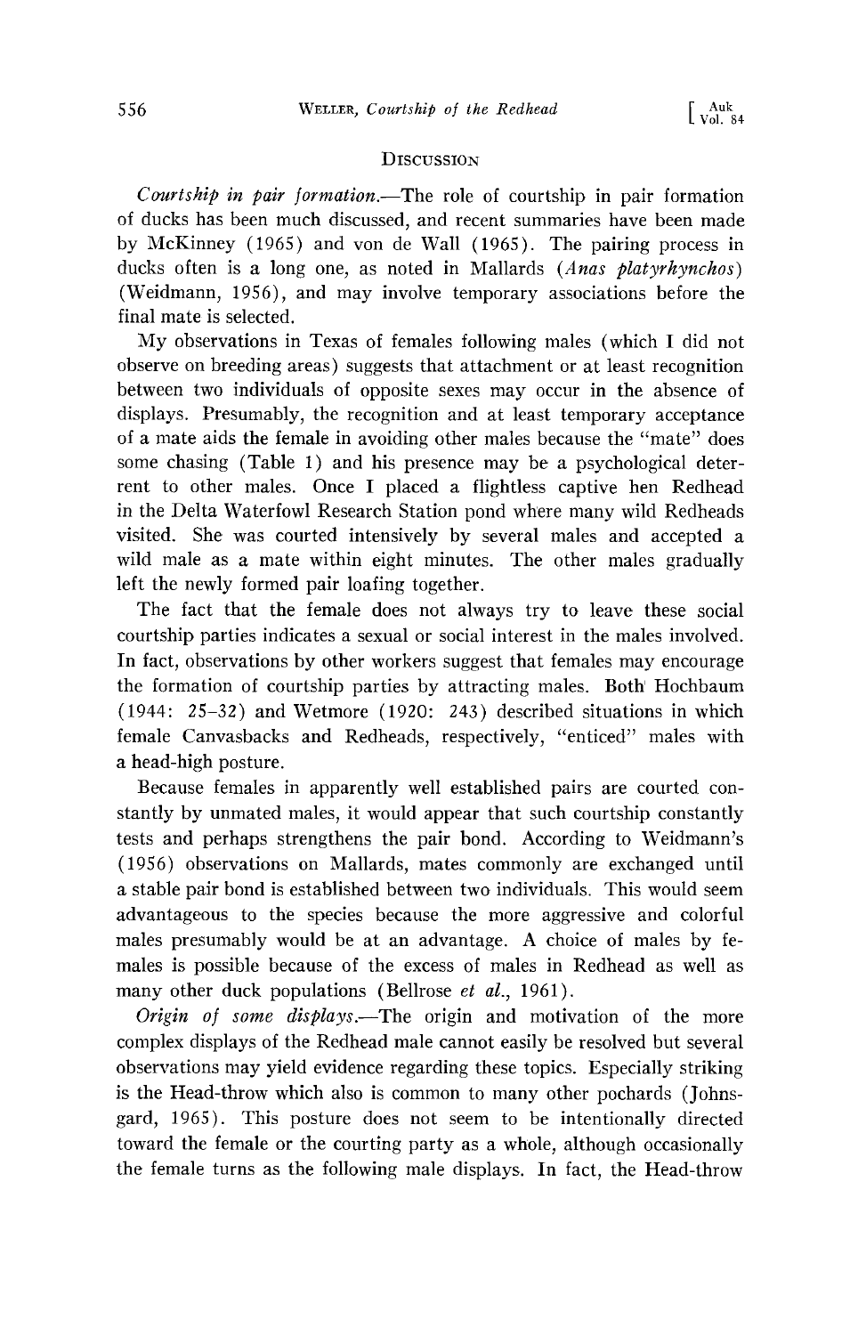## Discussion

*Courtship in pair formation.*—The role of courtship in pair formation of ducks has been much discussed, and recent summaries have been made by McKinney (1965) and von de Wall (1965). The pairing process in ducks often is a long one, as noted in Mallards (*Anas platyrhynchos*) (Weidmann, 1956), and may involve temporary associations before the final mate is selected.

My observations in Texas of females following males (which I did not observe on breeding areas) suggests that attachment or at least recognition between two individuals of opposite sexes may occur in the absence of displays. Presumably, the recognition and at least temporary acceptance of a mate aids the female in avoiding other males because the "mate" does some chasing (Table 1) and his presence may be a psychological deterrent to other males. Once I placed a flightless captive hen Redhead in the Delta Waterfowl Research Station pond where many wild Redheads visited. She was courted intensively by several males and accepted a wild male as a mate within eight minutes. The other males gradually left the newly formed pair loafing together.

The fact that the female does not always try to leave these social courtship parties indicates a sexual or social interest in the males involved. In fact, observations by other workers suggest that females may encourage the formation of courtship parties by attracting males. Both Hochbaum (1944: 25–32) and Wetmore (1920: 243) described situations in which female Canvasbacks and Redheads, respectively, "enticed" males with a head-high posture.

Because females in apparently well established pairs are courted constantly by unmated males, it would appear that such courtship constantly tests and perhaps strengthens the pair bond. According to Weidmann's (1956) observations on Mallards, mates commonly are exchanged until a stable pair bond is established between two individuals. This would seem advantageous to the species because the more aggressive and colorful males presumably would be at an advantage. A choice of males by females is possible because of the excess of males in Redhead as well as many other duck populations (Bellrose *et al.*, 1961).

*Origin of some displays.*—The origin and motivation of the more complex displays of the Redhead male cannot easily be resolved but several observations may yield evidence regarding these topics. Especially striking is the Head-throw which also is common to many other pochards (Johnsgard, 1965). This posture does not seem to be intentionally directed toward the female or the courting party as a whole, although occasionally the female turns as the following male displays. In fact, the Head-throw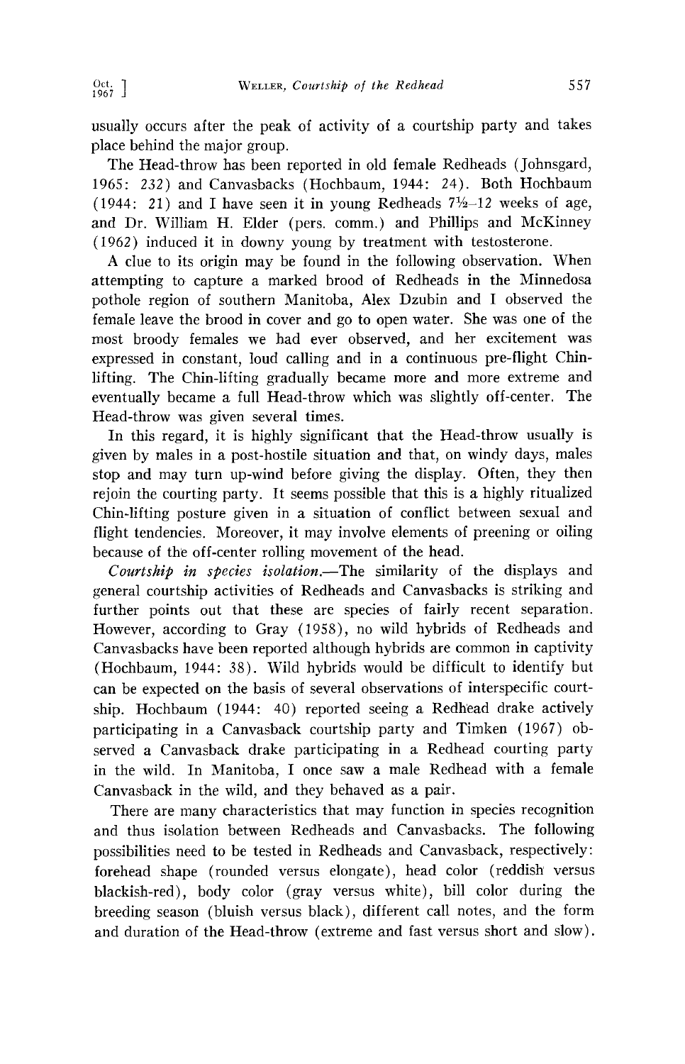usually occurs after the peak of activity of a courtship party and takes place behind the major group.

The Head-throw has been reported in old female Redheads (Johnsgard, 1965: 232) and Canvasbacks (Hochbaum, 1944: 24). Both Hochbaum (1944: 21) and I have seen it in young Redheads 7½–12 weeks of age, and Dr. William H. Elder (pers. comm.) and Phillips and McKinney (1962) induced it in downy young by treatment with testosterone.

A clue to its origin may be found in the following observation. When attempting to capture a marked brood of Redheads in the Minnedosa pothole region of southern Manitoba, Alex Dzubin and I observed the female leave the brood in cover and go to open water. She was one of the most broody females we had ever observed, and her excitement was expressed in constant, loud calling and in a continuous pre-flight Chin-lifting. The Chin-lifting gradually became more and more extreme and eventually became a full Head-throw which was slightly off-center. The Head-throw was given several times.

In this regard, it is highly significant that the Head-throw usually is given by males in a post-hostile situation and that, on windy days, males stop and may turn up-wind before giving the display. Often, they then rejoin the courting party. It seems possible that this is a highly ritualized Chin-lifting posture given in a situation of conflict between sexual and flight tendencies. Moreover, it may involve elements of preening or oiling because of the off-center rolling movement of the head.

*Courtship in species isolation.*—The similarity of the displays and general courtship activities of Redheads and Canvasbacks is striking and further points out that these are species of fairly recent separation. However, according to Gray (1958), no wild hybrids of Redheads and Canvasbacks have been reported although hybrids are common in captivity (Hochbaum, 1944: 38). Wild hybrids would be difficult to identify but can be expected on the basis of several observations of interspecific courtship. Hochbaum (1944: 40) reported seeing a Redhead drake actively participating in a Canvasback courtship party and Timken (1967) observed a Canvasback drake participating in a Redhead courting party in the wild. In Manitoba, I once saw a male Redhead with a female Canvasback in the wild, and they behaved as a pair.

There are many characteristics that may function in species recognition and thus isolation between Redheads and Canvasbacks. The following possibilities need to be tested in Redheads and Canvasback, respectively: forehead shape (rounded versus elongate), head color (reddish versus blackish-red), body color (gray versus white), bill color during the breeding season (bluish versus black), different call notes, and the form and duration of the Head-throw (extreme and fast versus short and slow).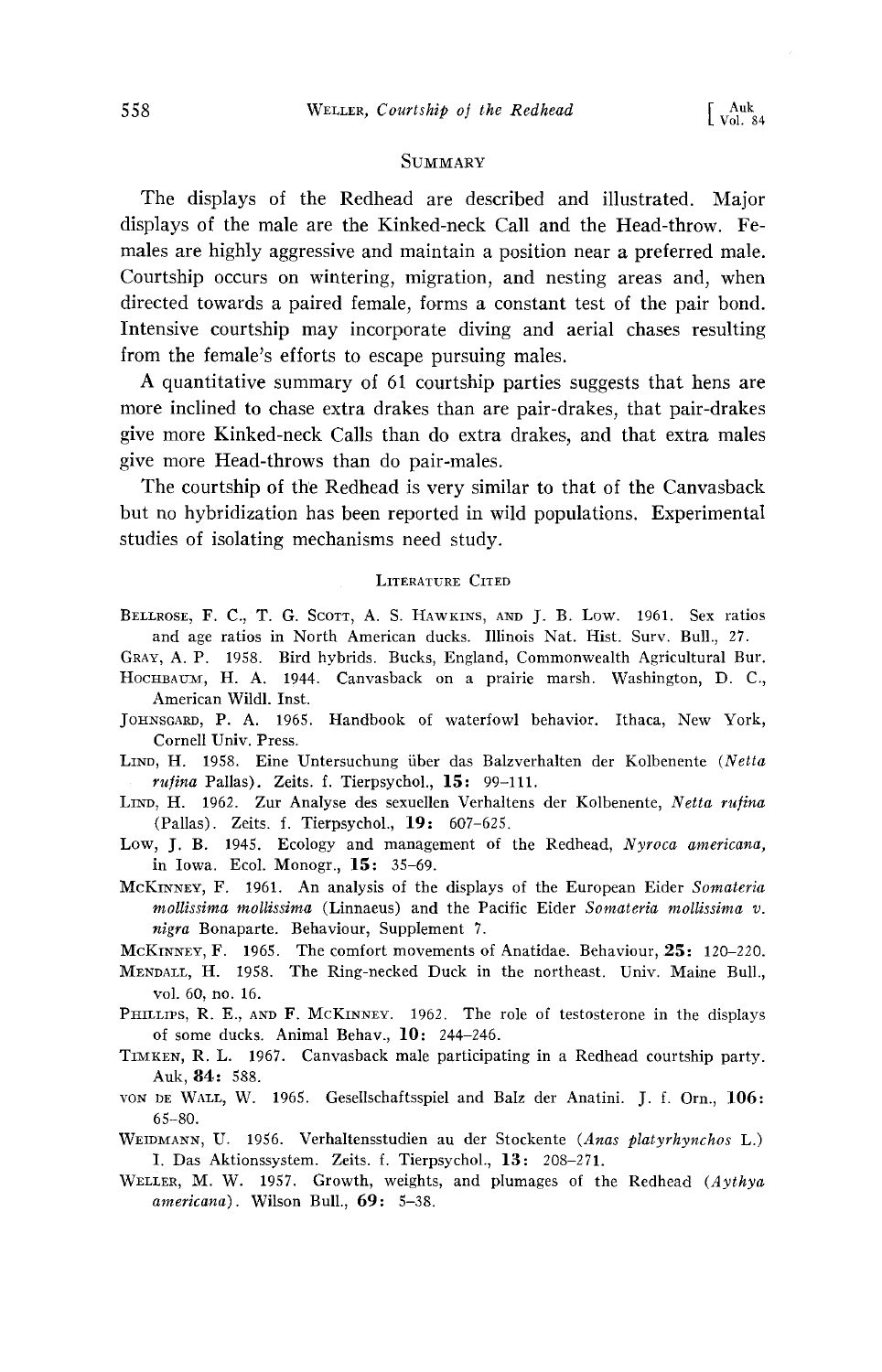## Summary

The displays of the Redhead are described and illustrated. Major displays of the male are the Kinked-neck Call and the Head-throw. Females are highly aggressive and maintain a position near a preferred male. Courtship occurs on wintering, migration, and nesting areas and, when directed towards a paired female, forms a constant test of the pair bond. Intensive courtship may incorporate diving and aerial chases resulting from the female's efforts to escape pursuing males.

A quantitative summary of 61 courtship parties suggests that hens are more inclined to chase extra drakes than are pair-drakes, that pair-drakes give more Kinked-neck Calls than do extra drakes, and that extra males give more Head-throws than do pair-males.

The courtship of the Redhead is very similar to that of the Canvasback but no hybridization has been reported in wild populations. Experimental studies of isolating mechanisms need study.

## Literature Cited

Bellrose, F. C., T. G. Scott, A. S. Hawkins, and J. B. Low. 1961. Sex ratios and age ratios in North American ducks. Illinois Nat. Hist. Surv. Bull., 27.

Gray, A. P. 1958. Bird hybrids. Bucks, England, Commonwealth Agricultural Bur.

Hochbaum, H. A. 1944. Canvasback on a prairie marsh. Washington, D. C., American Wildl. Inst.

Johnsgard, P. A. 1965. Handbook of waterfowl behavior. Ithaca, New York, Cornell Univ. Press.

Lind, H. 1958. Eine Untersuchung über das Balzverhalten der Kolbenente (*Netta rufina* Pallas). Zeits. f. Tierpsychol., **15**: 99–111.

Lind, H. 1962. Zur Analyse des sexuellen Verhaltens der Kolbenente, *Netta rufina* (Pallas). Zeits. f. Tierpsychol., **19**: 607–625.

Low, J. B. 1945. Ecology and management of the Redhead, *Nyroca americana*, in Iowa. Ecol. Monogr., **15**: 35–69.

McKinney, F. 1961. An analysis of the displays of the European Eider *Somateria mollissima mollissima* (Linnaeus) and the Pacific Eider *Somateria mollissima v. nigra* Bonaparte. Behaviour, Supplement 7.

McKinney, F. 1965. The comfort movements of Anatidae. Behaviour, **25**: 120–220.

Mendall, H. 1958. The Ring-necked Duck in the northeast. Univ. Maine Bull., vol. 60, no. 16.

Phillips, R. E., and F. McKinney. 1962. The role of testosterone in the displays of some ducks. Animal Behav., **10**: 244–246.

Timken, R. L. 1967. Canvasback male participating in a Redhead courtship party. Auk, **84**: 588.

von de Wall, W. 1965. Gesellschaftsspiel and Balz der Anatini. J. f. Orn., **106**: 65–80.

Weidmann, U. 1956. Verhaltensstudien au der Stockente (*Anas platyrhynchos* L.) I. Das Aktionssystem. Zeits. f. Tierpsychol., **13**: 208–271.

Weller, M. W. 1957. Growth, weights, and plumages of the Redhead (*Aythya americana*). Wilson Bull., **69**: 5–38.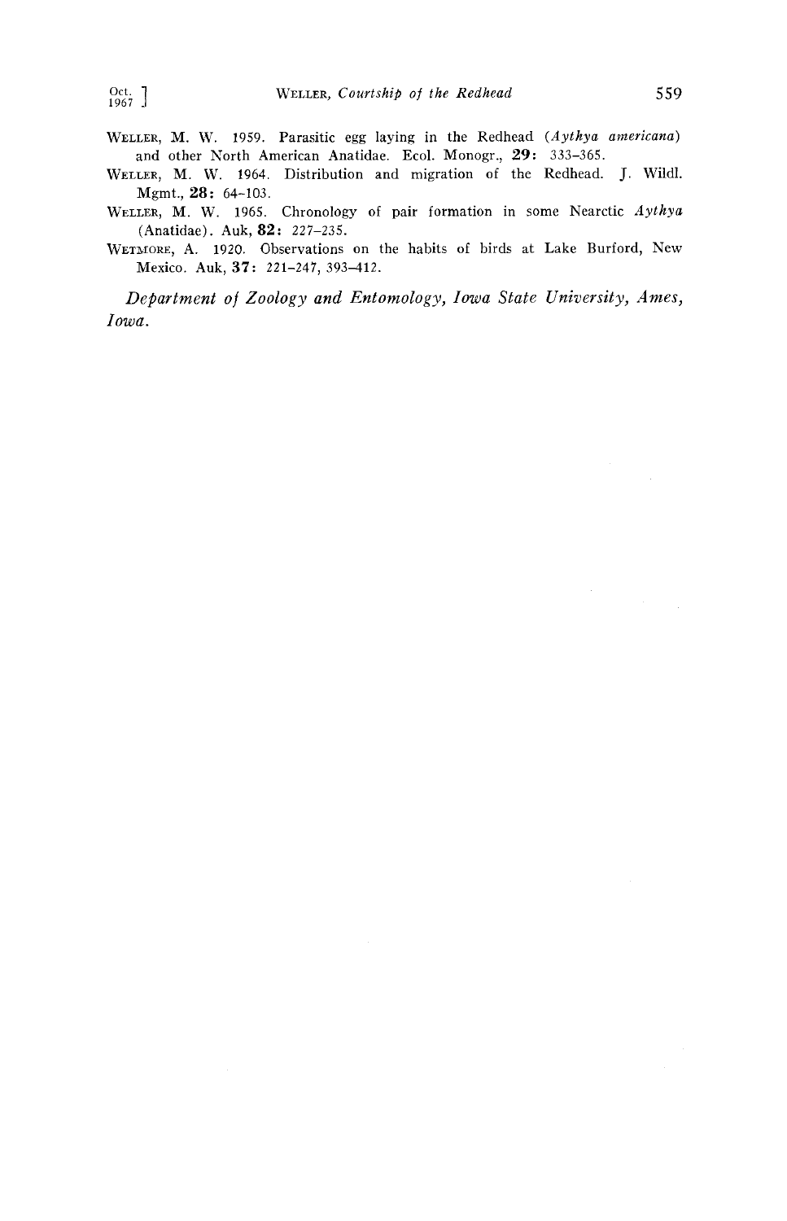WELLER, M. W. 1959. Parasitic egg laying in the Redhead (*Aythya americana*) and other North American Anatidae. Ecol. Monogr., **29**: 333–365.

WELLER, M. W. 1964. Distribution and migration of the Redhead. J. Wildl. Mgmt., **28**: 64–103.

WELLER, M. W. 1965. Chronology of pair formation in some Nearctic *Aythya* (Anatidae). Auk, **82**: 227–235.

WETMORE, A. 1920. Observations on the habits of birds at Lake Burford, New Mexico. Auk, **37**: 221–247, 393–412.

*Department of Zoology and Entomology, Iowa State University, Ames, Iowa.*